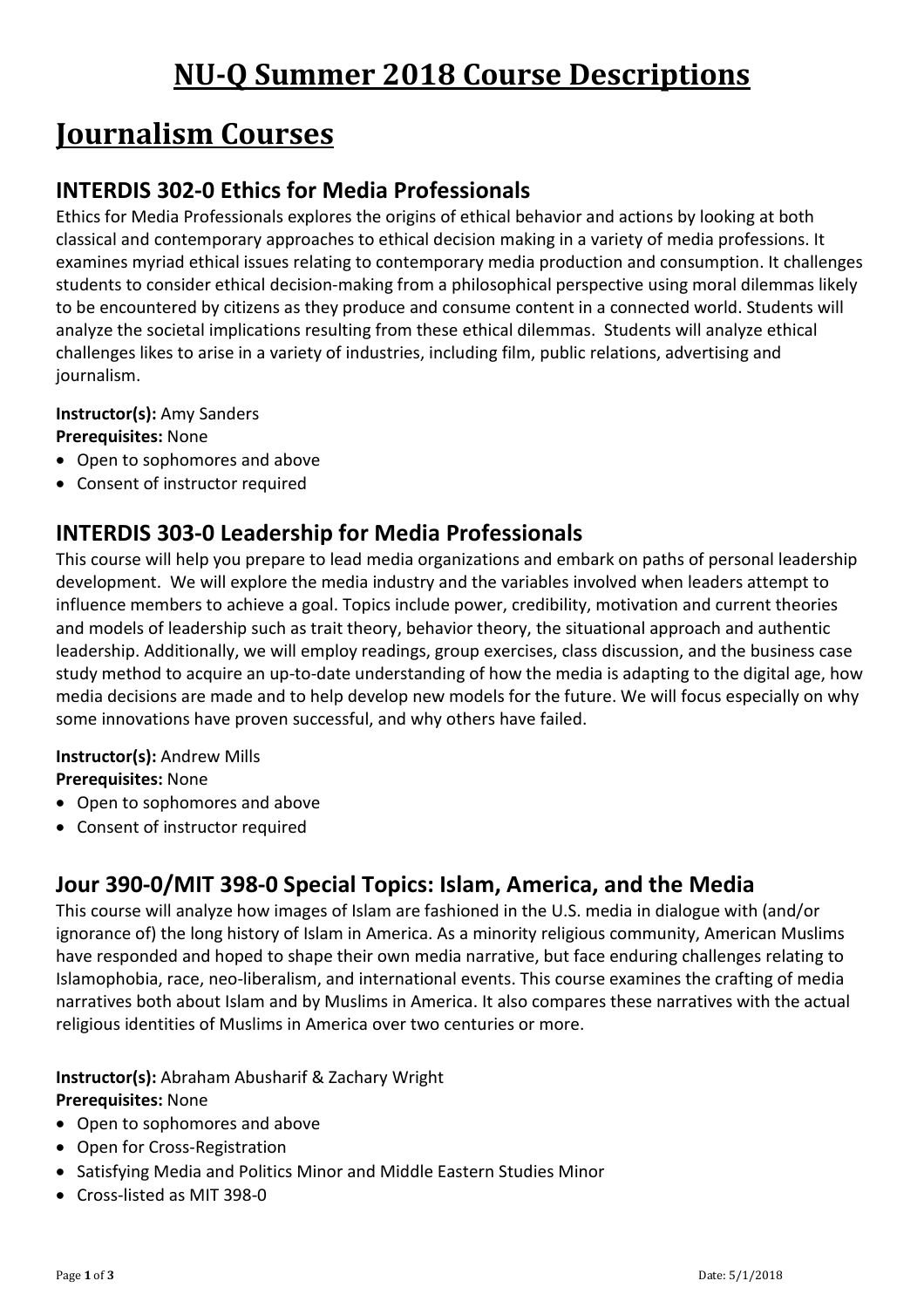# NU-Q Summer 2018 Course Descriptions

# Journalism Courses

## INTERDIS 302-0 Ethics for Media Professionals

Ethics for Media Professionals explores the origins of ethical behavior and actions by looking at both classical and contemporary approaches to ethical decision making in a variety of media professions. It examines myriad ethical issues relating to contemporary media production and consumption. It challenges students to consider ethical decision-making from a philosophical perspective using moral dilemmas likely to be encountered by citizens as they produce and consume content in a connected world. Students will analyze the societal implications resulting from these ethical dilemmas. Students will analyze ethical challenges likes to arise in a variety of industries, including film, public relations, advertising and journalism.

**Instructor(s):** Amy Sanders
**Prerequisites:** None

- Open to sophomores and above
- Consent of instructor required

## INTERDIS 303-0 Leadership for Media Professionals

This course will help you prepare to lead media organizations and embark on paths of personal leadership development. We will explore the media industry and the variables involved when leaders attempt to influence members to achieve a goal. Topics include power, credibility, motivation and current theories and models of leadership such as trait theory, behavior theory, the situational approach and authentic leadership. Additionally, we will employ readings, group exercises, class discussion, and the business case study method to acquire an up-to-date understanding of how the media is adapting to the digital age, how media decisions are made and to help develop new models for the future. We will focus especially on why some innovations have proven successful, and why others have failed.

**Instructor(s):** Andrew Mills
**Prerequisites:** None

- Open to sophomores and above
- Consent of instructor required

## Jour 390-0/MIT 398-0 Special Topics: Islam, America, and the Media

This course will analyze how images of Islam are fashioned in the U.S. media in dialogue with (and/or ignorance of) the long history of Islam in America. As a minority religious community, American Muslims have responded and hoped to shape their own media narrative, but face enduring challenges relating to Islamophobia, race, neo-liberalism, and international events. This course examines the crafting of media narratives both about Islam and by Muslims in America. It also compares these narratives with the actual religious identities of Muslims in America over two centuries or more.

**Instructor(s):** Abraham Abusharif & Zachary Wright
**Prerequisites:** None

- Open to sophomores and above
- Open for Cross-Registration
- Satisfying Media and Politics Minor and Middle Eastern Studies Minor
- Cross-listed as MIT 398-0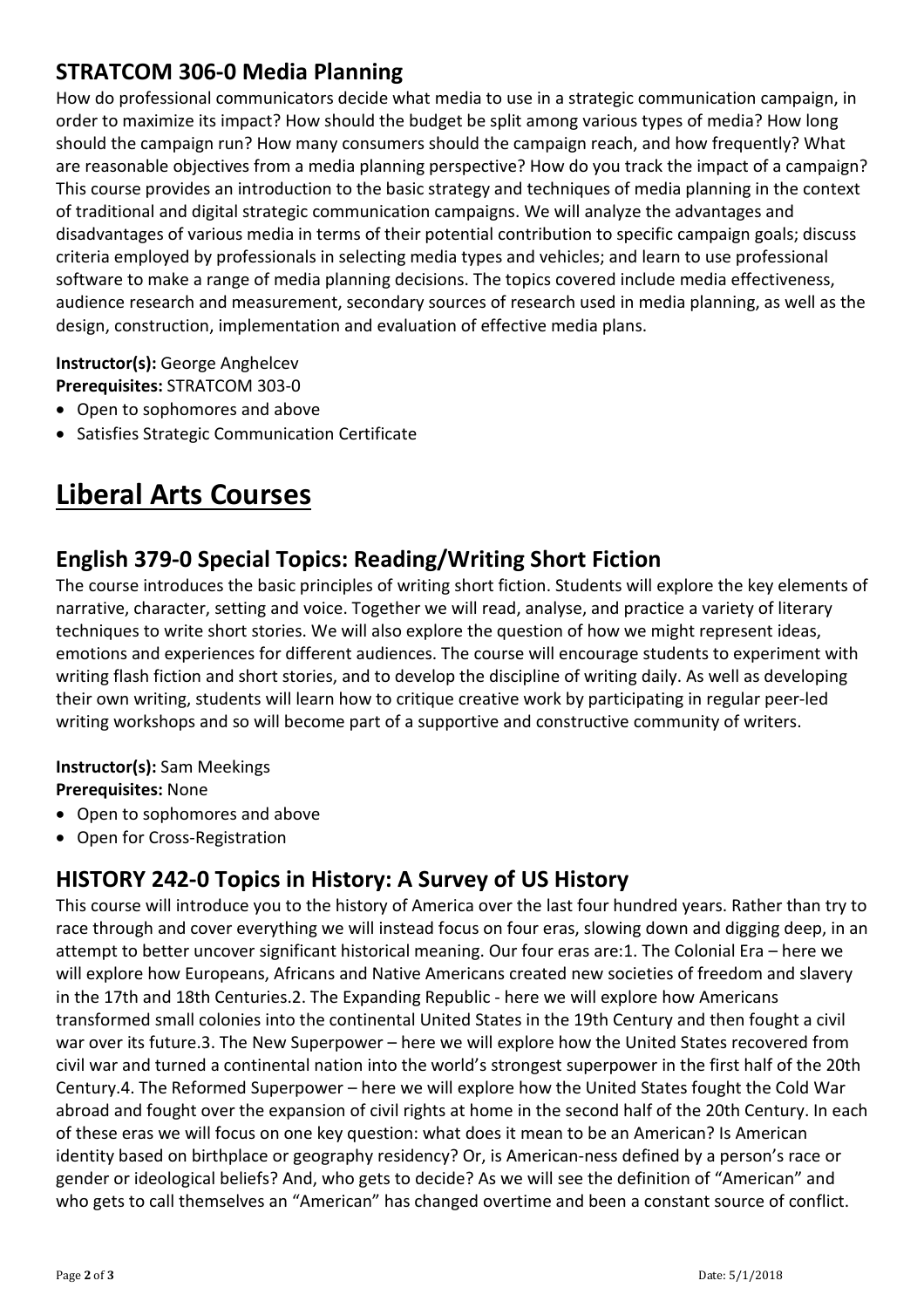### STRATCOM 306-0 Media Planning

How do professional communicators decide what media to use in a strategic communication campaign, in order to maximize its impact? How should the budget be split among various types of media? How long should the campaign run? How many consumers should the campaign reach, and how frequently? What are reasonable objectives from a media planning perspective? How do you track the impact of a campaign? This course provides an introduction to the basic strategy and techniques of media planning in the context of traditional and digital strategic communication campaigns. We will analyze the advantages and disadvantages of various media in terms of their potential contribution to specific campaign goals; discuss criteria employed by professionals in selecting media types and vehicles; and learn to use professional software to make a range of media planning decisions. The topics covered include media effectiveness, audience research and measurement, secondary sources of research used in media planning, as well as the design, construction, implementation and evaluation of effective media plans.

**Instructor(s):** George Anghelcev
**Prerequisites:** STRATCOM 303-0

- Open to sophomores and above
- Satisfies Strategic Communication Certificate

## Liberal Arts Courses

### English 379-0 Special Topics: Reading/Writing Short Fiction

The course introduces the basic principles of writing short fiction. Students will explore the key elements of narrative, character, setting and voice. Together we will read, analyse, and practice a variety of literary techniques to write short stories. We will also explore the question of how we might represent ideas, emotions and experiences for different audiences. The course will encourage students to experiment with writing flash fiction and short stories, and to develop the discipline of writing daily. As well as developing their own writing, students will learn how to critique creative work by participating in regular peer-led writing workshops and so will become part of a supportive and constructive community of writers.

**Instructor(s):** Sam Meekings
**Prerequisites:** None

- Open to sophomores and above
- Open for Cross-Registration

### HISTORY 242-0 Topics in History: A Survey of US History

This course will introduce you to the history of America over the last four hundred years. Rather than try to race through and cover everything we will instead focus on four eras, slowing down and digging deep, in an attempt to better uncover significant historical meaning. Our four eras are:1. The Colonial Era – here we will explore how Europeans, Africans and Native Americans created new societies of freedom and slavery in the 17th and 18th Centuries.2. The Expanding Republic - here we will explore how Americans transformed small colonies into the continental United States in the 19th Century and then fought a civil war over its future.3. The New Superpower – here we will explore how the United States recovered from civil war and turned a continental nation into the world's strongest superpower in the first half of the 20th Century.4. The Reformed Superpower – here we will explore how the United States fought the Cold War abroad and fought over the expansion of civil rights at home in the second half of the 20th Century. In each of these eras we will focus on one key question: what does it mean to be an American? Is American identity based on birthplace or geography residency? Or, is American-ness defined by a person's race or gender or ideological beliefs? And, who gets to decide? As we will see the definition of "American" and who gets to call themselves an "American" has changed overtime and been a constant source of conflict.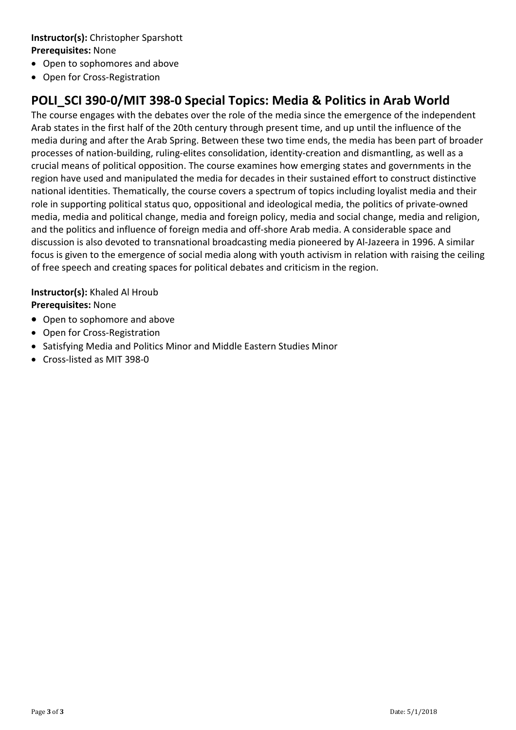**Instructor(s):** Christopher Sparshott
**Prerequisites:** None

- Open to sophomores and above
- Open for Cross-Registration

## POLI_SCI 390-0/MIT 398-0 Special Topics: Media & Politics in Arab World

The course engages with the debates over the role of the media since the emergence of the independent Arab states in the first half of the 20th century through present time, and up until the influence of the media during and after the Arab Spring. Between these two time ends, the media has been part of broader processes of nation-building, ruling-elites consolidation, identity-creation and dismantling, as well as a crucial means of political opposition. The course examines how emerging states and governments in the region have used and manipulated the media for decades in their sustained effort to construct distinctive national identities. Thematically, the course covers a spectrum of topics including loyalist media and their role in supporting political status quo, oppositional and ideological media, the politics of private-owned media, media and political change, media and foreign policy, media and social change, media and religion, and the politics and influence of foreign media and off-shore Arab media. A considerable space and discussion is also devoted to transnational broadcasting media pioneered by Al-Jazeera in 1996. A similar focus is given to the emergence of social media along with youth activism in relation with raising the ceiling of free speech and creating spaces for political debates and criticism in the region.

**Instructor(s):** Khaled Al Hroub
**Prerequisites:** None

- Open to sophomore and above
- Open for Cross-Registration
- Satisfying Media and Politics Minor and Middle Eastern Studies Minor
- Cross-listed as MIT 398-0